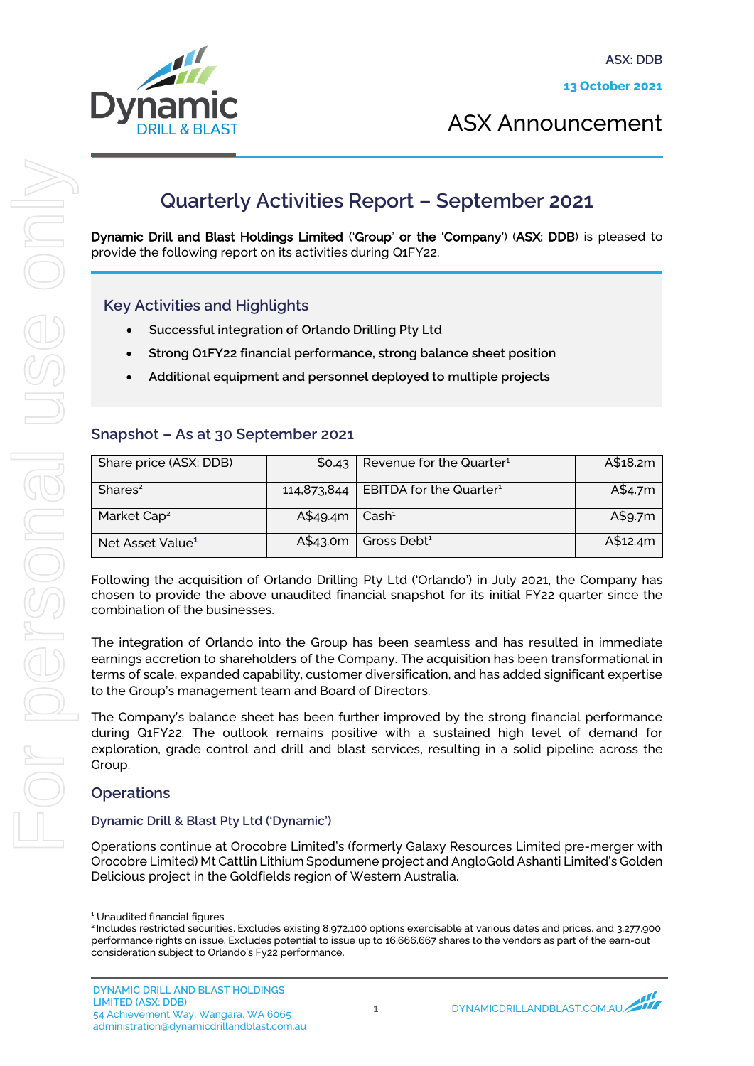ASX: DDB

13 October 2021

ASX Announcement

# Quarterly Activities Report – September 2021

**Dynamic Drill and Blast Holdings Limited** (**'Group' or the 'Company'**) (**ASX: DDB**) is pleased to provide the following report on its activities during Q1FY22.

## Key Activities and Highlights

- **Successful integration of Orlando Drilling Pty Ltd**
- **Strong Q1FY22 financial performance, strong balance sheet position**
- **Additional equipment and personnel deployed to multiple projects**

## Snapshot – As at 30 September 2021

| | | | |
|---|---|---|---|
| Share price (ASX: DDB) | $0.43 | Revenue for the Quarter[1] | A$18.2m |
| Shares[2] | 114,873,844 | EBITDA for the Quarter[1] | A$4.7m |
| Market Cap[2] | A$49.4m | Cash[1] | A$9.7m |
| Net Asset Value[1] | A$43.0m | Gross Debt[1] | A$12.4m |

Following the acquisition of Orlando Drilling Pty Ltd ('Orlando') in July 2021, the Company has chosen to provide the above unaudited financial snapshot for its initial FY22 quarter since the combination of the businesses.

The integration of Orlando into the Group has been seamless and has resulted in immediate earnings accretion to shareholders of the Company. The acquisition has been transformational in terms of scale, expanded capability, customer diversification, and has added significant expertise to the Group's management team and Board of Directors.

The Company's balance sheet has been further improved by the strong financial performance during Q1FY22. The outlook remains positive with a sustained high level of demand for exploration, grade control and drill and blast services, resulting in a solid pipeline across the Group.

## Operations

### Dynamic Drill & Blast Pty Ltd ('Dynamic')

Operations continue at Orocobre Limited's (formerly Galaxy Resources Limited pre-merger with Orocobre Limited) Mt Cattlin Lithium Spodumene project and AngloGold Ashanti Limited's Golden Delicious project in the Goldfields region of Western Australia.

---

[1] Unaudited financial figures

[2] Includes restricted securities. Excludes existing 8,972,100 options exercisable at various dates and prices, and 3,277,900 performance rights on issue. Excludes potential to issue up to 16,666,667 shares to the vendors as part of the earn-out consideration subject to Orlando's Fy22 performance.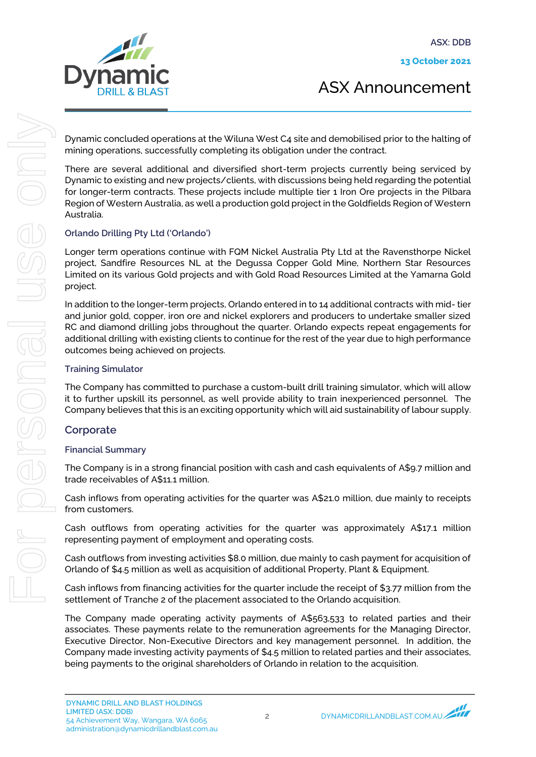Dynamic concluded operations at the Wiluna West C4 site and demobilised prior to the halting of mining operations, successfully completing its obligation under the contract.

There are several additional and diversified short-term projects currently being serviced by Dynamic to existing and new projects/clients, with discussions being held regarding the potential for longer-term contracts. These projects include multiple tier 1 Iron Ore projects in the Pilbara Region of Western Australia, as well a production gold project in the Goldfields Region of Western Australia.

### Orlando Drilling Pty Ltd ('Orlando')

Longer term operations continue with FQM Nickel Australia Pty Ltd at the Ravensthorpe Nickel project, Sandfire Resources NL at the Degussa Copper Gold Mine, Northern Star Resources Limited on its various Gold projects and with Gold Road Resources Limited at the Yamarna Gold project.

In addition to the longer-term projects, Orlando entered in to 14 additional contracts with mid- tier and junior gold, copper, iron ore and nickel explorers and producers to undertake smaller sized RC and diamond drilling jobs throughout the quarter. Orlando expects repeat engagements for additional drilling with existing clients to continue for the rest of the year due to high performance outcomes being achieved on projects.

### Training Simulator

The Company has committed to purchase a custom-built drill training simulator, which will allow it to further upskill its personnel, as well provide ability to train inexperienced personnel. The Company believes that this is an exciting opportunity which will aid sustainability of labour supply.

## Corporate

### Financial Summary

The Company is in a strong financial position with cash and cash equivalents of A$9.7 million and trade receivables of A$11.1 million.

Cash inflows from operating activities for the quarter was A$21.0 million, due mainly to receipts from customers.

Cash outflows from operating activities for the quarter was approximately A$17.1 million representing payment of employment and operating costs.

Cash outflows from investing activities $8.0 million, due mainly to cash payment for acquisition of Orlando of $4.5 million as well as acquisition of additional Property, Plant & Equipment.

Cash inflows from financing activities for the quarter include the receipt of $3.77 million from the settlement of Tranche 2 of the placement associated to the Orlando acquisition.

The Company made operating activity payments of A$563,533 to related parties and their associates. These payments relate to the remuneration agreements for the Managing Director, Executive Director, Non-Executive Directors and key management personnel. In addition, the Company made investing activity payments of $4.5 million to related parties and their associates, being payments to the original shareholders of Orlando in relation to the acquisition.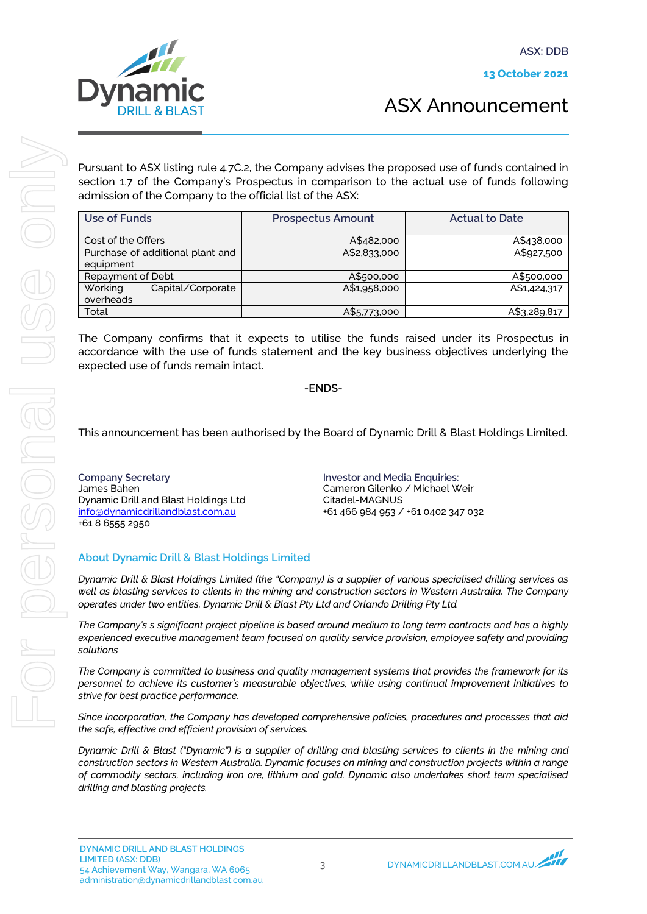ASX: DDB

**13 October 2021**

# ASX Announcement

Pursuant to ASX listing rule 4.7C.2, the Company advises the proposed use of funds contained in section 1.7 of the Company's Prospectus in comparison to the actual use of funds following admission of the Company to the official list of the ASX:

| Use of Funds | Prospectus Amount | Actual to Date |
|---|---|---|
| Cost of the Offers | A$482,000 | A$438,000 |
| Purchase of additional plant and equipment | A$2,833,000 | A$927,500 |
| Repayment of Debt | A$500,000 | A$500,000 |
| Working Capital/Corporate overheads | A$1,958,000 | A$1,424,317 |
| Total | A$5,773,000 | A$3,289,817 |

The Company confirms that it expects to utilise the funds raised under its Prospectus in accordance with the use of funds statement and the key business objectives underlying the expected use of funds remain intact.

-ENDS-

This announcement has been authorised by the Board of Dynamic Drill & Blast Holdings Limited.

**Company Secretary**
James Bahen
Dynamic Drill and Blast Holdings Ltd
info@dynamicdrillandblast.com.au
+61 8 6555 2950

**Investor and Media Enquiries:**
Cameron Gilenko / Michael Weir
Citadel-MAGNUS
+61 466 984 953 / +61 0402 347 032

## About Dynamic Drill & Blast Holdings Limited

*Dynamic Drill & Blast Holdings Limited (the "Company) is a supplier of various specialised drilling services as well as blasting services to clients in the mining and construction sectors in Western Australia. The Company operates under two entities, Dynamic Drill & Blast Pty Ltd and Orlando Drilling Pty Ltd.*

*The Company's s significant project pipeline is based around medium to long term contracts and has a highly experienced executive management team focused on quality service provision, employee safety and providing solutions*

*The Company is committed to business and quality management systems that provides the framework for its personnel to achieve its customer's measurable objectives, while using continual improvement initiatives to strive for best practice performance.*

*Since incorporation, the Company has developed comprehensive policies, procedures and processes that aid the safe, effective and efficient provision of services.*

*Dynamic Drill & Blast ("Dynamic") is a supplier of drilling and blasting services to clients in the mining and construction sectors in Western Australia. Dynamic focuses on mining and construction projects within a range of commodity sectors, including iron ore, lithium and gold. Dynamic also undertakes short term specialised drilling and blasting projects.*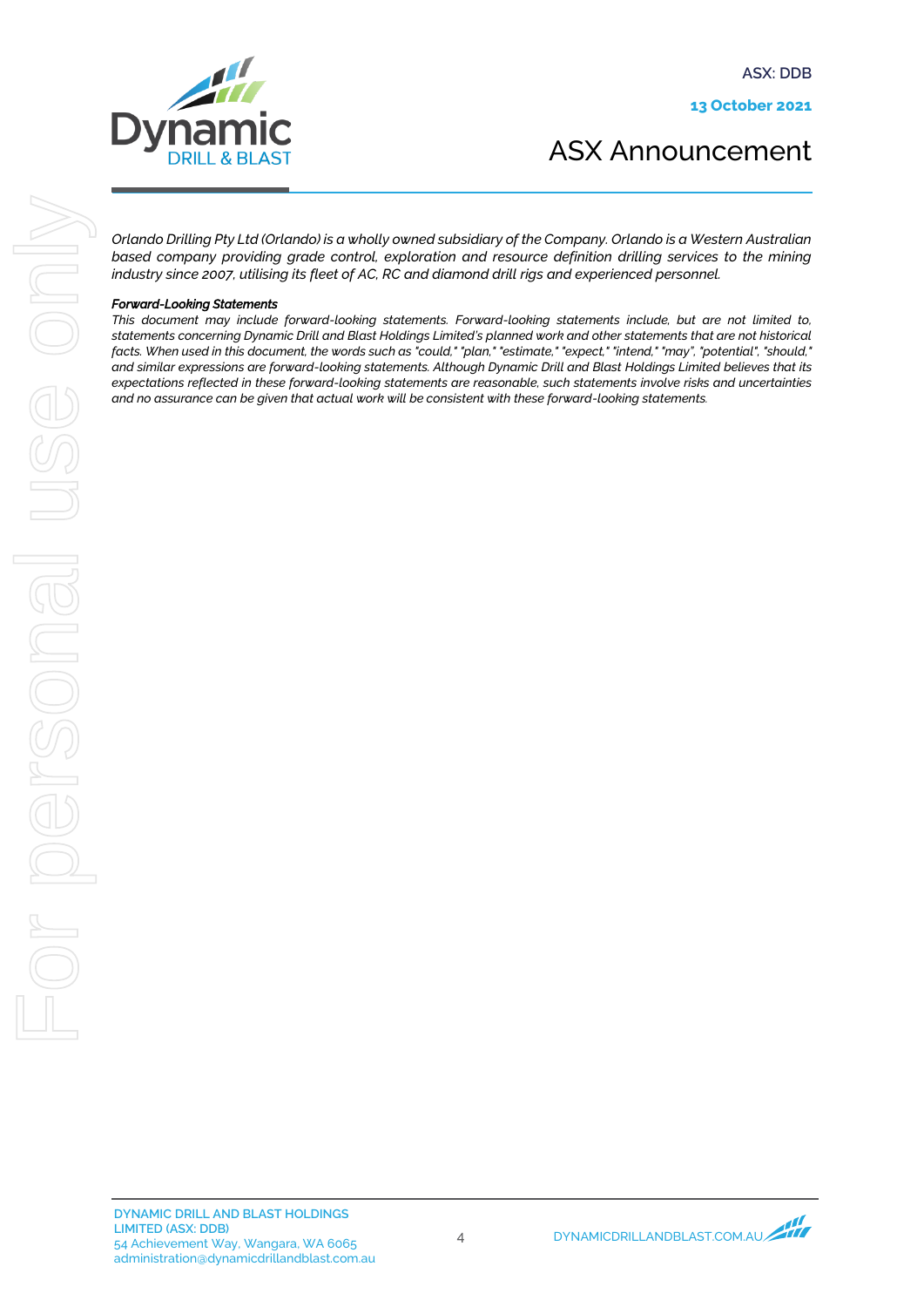*Orlando Drilling Pty Ltd (Orlando) is a wholly owned subsidiary of the Company. Orlando is a Western Australian based company providing grade control, exploration and resource definition drilling services to the mining industry since 2007, utilising its fleet of AC, RC and diamond drill rigs and experienced personnel.*

***Forward-Looking Statements***

*This document may include forward-looking statements. Forward-looking statements include, but are not limited to, statements concerning Dynamic Drill and Blast Holdings Limited's planned work and other statements that are not historical facts. When used in this document, the words such as "could," "plan," "estimate," "expect," "intend," "may", "potential", "should," and similar expressions are forward-looking statements. Although Dynamic Drill and Blast Holdings Limited believes that its expectations reflected in these forward-looking statements are reasonable, such statements involve risks and uncertainties and no assurance can be given that actual work will be consistent with these forward-looking statements.*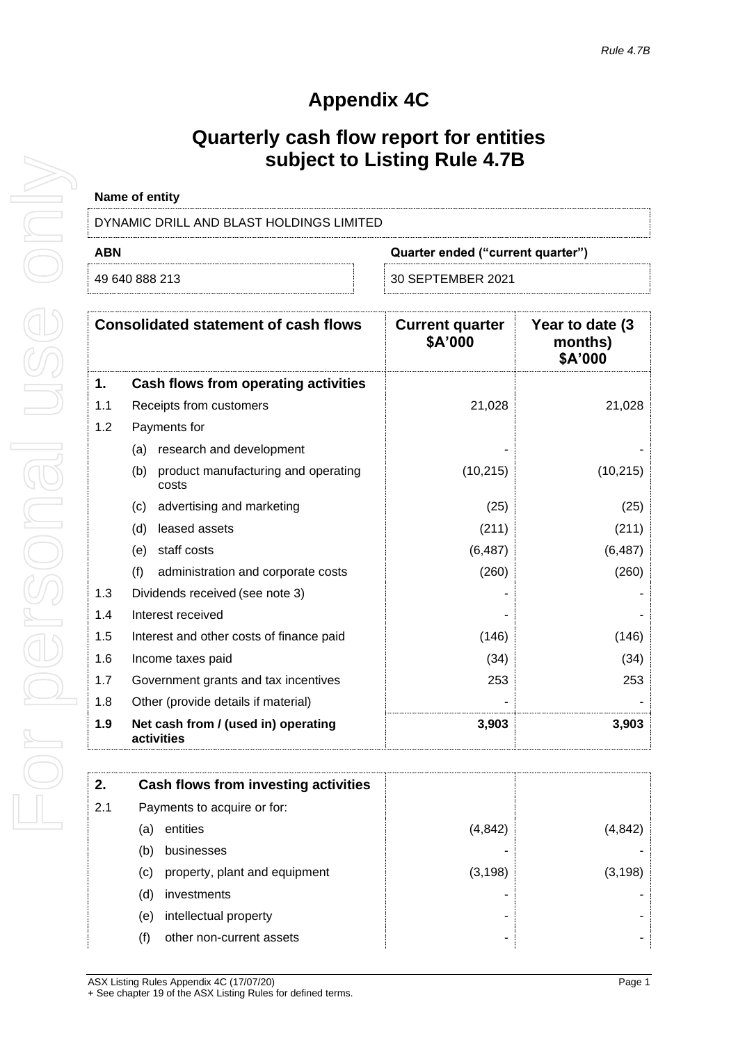*Rule 4.7B*

# Appendix 4C

## Quarterly cash flow report for entities subject to Listing Rule 4.7B

**Name of entity**

DYNAMIC DRILL AND BLAST HOLDINGS LIMITED

| ABN | Quarter ended ("current quarter") |
|---|---|
| 49 640 888 213 | 30 SEPTEMBER 2021 |

| Consolidated statement of cash flows | | | Current quarter \$A'000 | Year to date (3 months) \$A'000 |
|---|---|---|---|---|
| **1.** | **Cash flows from operating activities** | | | |
| 1.1 | Receipts from customers | | 21,028 | 21,028 |
| 1.2 | Payments for | | | |
| | (a) | research and development | - | - |
| | (b) | product manufacturing and operating costs | (10,215) | (10,215) |
| | (c) | advertising and marketing | (25) | (25) |
| | (d) | leased assets | (211) | (211) |
| | (e) | staff costs | (6,487) | (6,487) |
| | (f) | administration and corporate costs | (260) | (260) |
| 1.3 | Dividends received (see note 3) | | - | - |
| 1.4 | Interest received | | - | - |
| 1.5 | Interest and other costs of finance paid | | (146) | (146) |
| 1.6 | Income taxes paid | | (34) | (34) |
| 1.7 | Government grants and tax incentives | | 253 | 253 |
| 1.8 | Other (provide details if material) | | - | - |
| **1.9** | **Net cash from / (used in) operating activities** | | **3,903** | **3,903** |

| | | | | |
|---|---|---|---|---|
| **2.** | **Cash flows from investing activities** | | | |
| 2.1 | Payments to acquire or for: | | | |
| | (a) | entities | (4,842) | (4,842) |
| | (b) | businesses | - | - |
| | (c) | property, plant and equipment | (3,198) | (3,198) |
| | (d) | investments | - | - |
| | (e) | intellectual property | - | - |
| | (f) | other non-current assets | - | - |

ASX Listing Rules Appendix 4C (17/07/20)
+ See chapter 19 of the ASX Listing Rules for defined terms.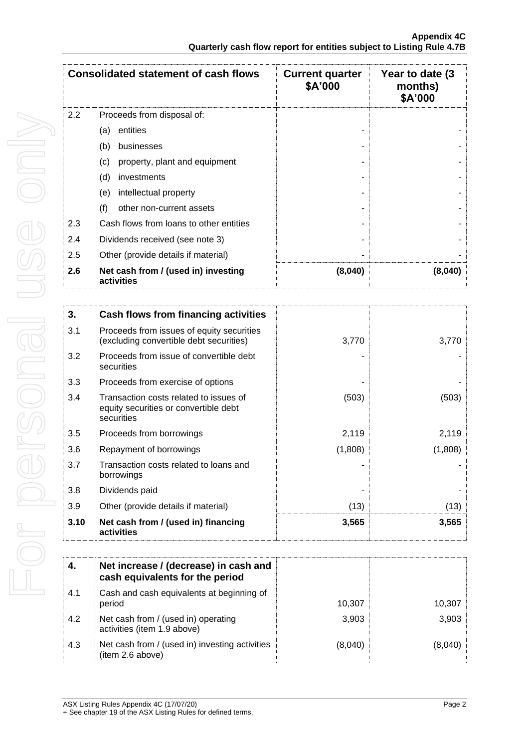| Consolidated statement of cash flows | | Current quarter $A'000 | Year to date (3 months) $A'000 |
|---|---|---|---|
| 2.2 | Proceeds from disposal of: | | |
| | (a) entities | - | - |
| | (b) businesses | - | - |
| | (c) property, plant and equipment | - | - |
| | (d) investments | - | - |
| | (e) intellectual property | - | - |
| | (f) other non-current assets | - | - |
| 2.3 | Cash flows from loans to other entities | - | - |
| 2.4 | Dividends received (see note 3) | - | - |
| 2.5 | Other (provide details if material) | - | - |
| **2.6** | **Net cash from / (used in) investing activities** | **(8,040)** | **(8,040)** |

| | | | |
|---|---|---|---|
| **3.** | **Cash flows from financing activities** | | |
| 3.1 | Proceeds from issues of equity securities (excluding convertible debt securities) | 3,770 | 3,770 |
| 3.2 | Proceeds from issue of convertible debt securities | - | - |
| 3.3 | Proceeds from exercise of options | - | - |
| 3.4 | Transaction costs related to issues of equity securities or convertible debt securities | (503) | (503) |
| 3.5 | Proceeds from borrowings | 2,119 | 2,119 |
| 3.6 | Repayment of borrowings | (1,808) | (1,808) |
| 3.7 | Transaction costs related to loans and borrowings | - | - |
| 3.8 | Dividends paid | - | - |
| 3.9 | Other (provide details if material) | (13) | (13) |
| **3.10** | **Net cash from / (used in) financing activities** | **3,565** | **3,565** |

| | | | |
|---|---|---|---|
| **4.** | **Net increase / (decrease) in cash and cash equivalents for the period** | | |
| 4.1 | Cash and cash equivalents at beginning of period | 10,307 | 10,307 |
| 4.2 | Net cash from / (used in) operating activities (item 1.9 above) | 3,903 | 3,903 |
| 4.3 | Net cash from / (used in) investing activities (item 2.6 above) | (8,040) | (8,040) |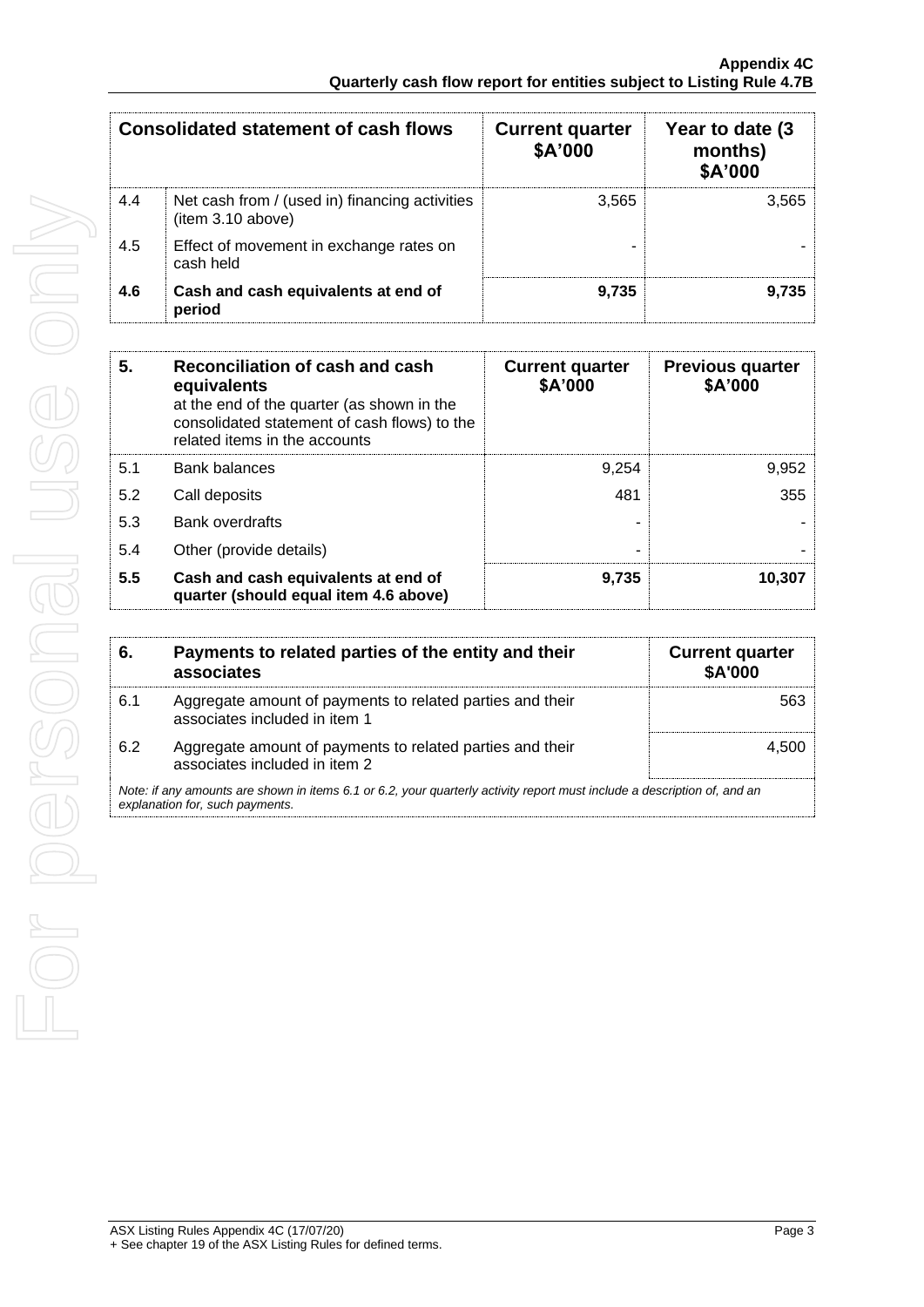| Consolidated statement of cash flows | | Current quarter $A'000 | Year to date (3 months) $A'000 |
|---|---|---|---|
| 4.4 | Net cash from / (used in) financing activities (item 3.10 above) | 3,565 | 3,565 |
| 4.5 | Effect of movement in exchange rates on cash held | - | - |
| **4.6** | **Cash and cash equivalents at end of period** | **9,735** | **9,735** |

| **5.** | **Reconciliation of cash and cash equivalents** at the end of the quarter (as shown in the consolidated statement of cash flows) to the related items in the accounts | **Current quarter $A'000** | **Previous quarter $A'000** |
|---|---|---|---|
| 5.1 | Bank balances | 9,254 | 9,952 |
| 5.2 | Call deposits | 481 | 355 |
| 5.3 | Bank overdrafts | - | - |
| 5.4 | Other (provide details) | - | - |
| **5.5** | **Cash and cash equivalents at end of quarter (should equal item 4.6 above)** | **9,735** | **10,307** |

| **6.** | **Payments to related parties of the entity and their associates** | **Current quarter $A'000** |
|---|---|---|
| 6.1 | Aggregate amount of payments to related parties and their associates included in item 1 | 563 |
| 6.2 | Aggregate amount of payments to related parties and their associates included in item 2 | 4,500 |

*Note: if any amounts are shown in items 6.1 or 6.2, your quarterly activity report must include a description of, and an explanation for, such payments.*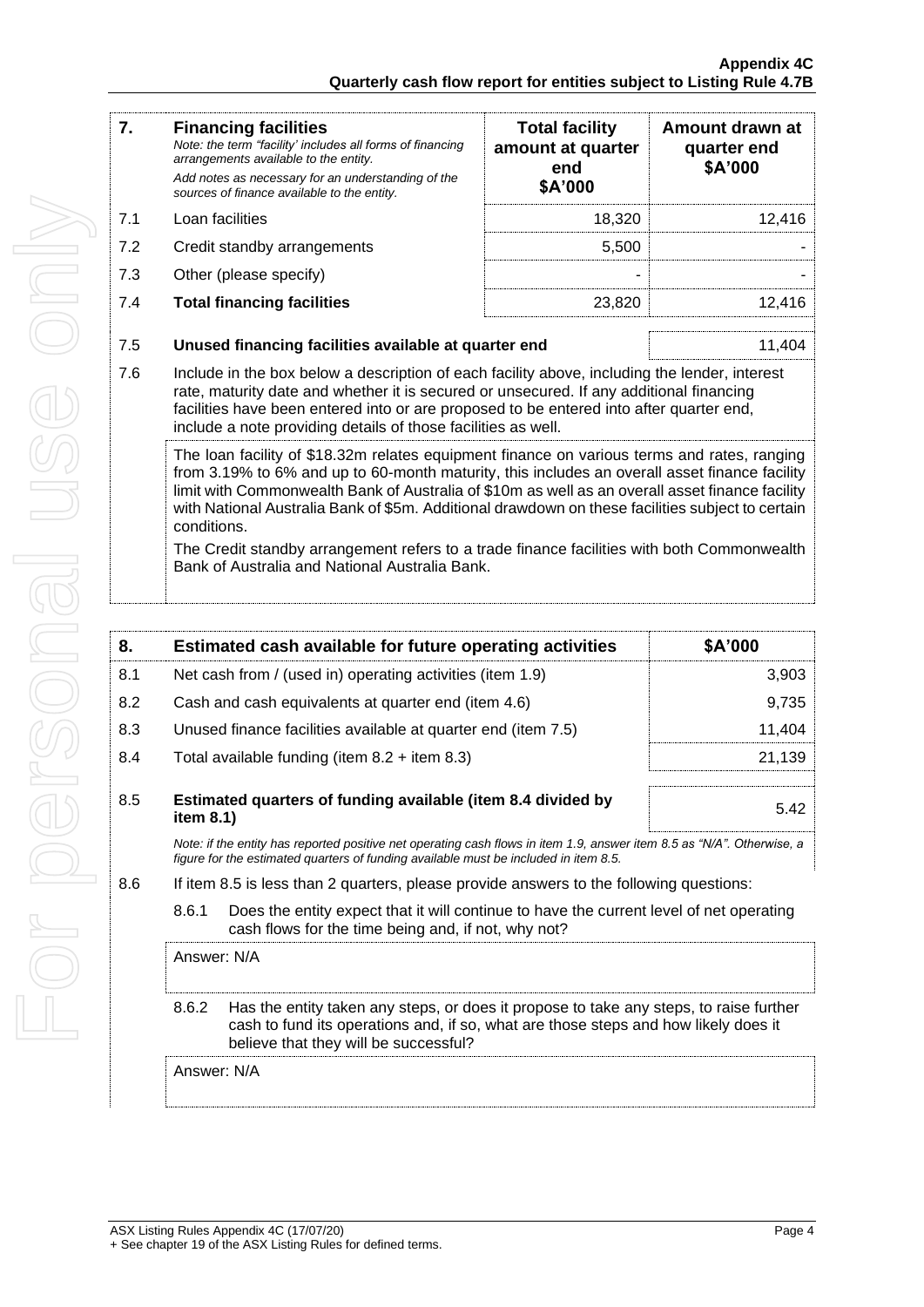| 7. | **Financing facilities**<br>*Note: the term "facility' includes all forms of financing arrangements available to the entity.*<br>*Add notes as necessary for an understanding of the sources of finance available to the entity.* | **Total facility amount at quarter end \$A'000** | **Amount drawn at quarter end \$A'000** |
|---|---|---|---|
| 7.1 | Loan facilities | 18,320 | 12,416 |
| 7.2 | Credit standby arrangements | 5,500 | - |
| 7.3 | Other (please specify) | - | - |
| 7.4 | **Total financing facilities** | 23,820 | 12,416 |

| | | |
|---|---|---|
| 7.5 | **Unused financing facilities available at quarter end** | 11,404 |

7.6 Include in the box below a description of each facility above, including the lender, interest rate, maturity date and whether it is secured or unsecured. If any additional financing facilities have been entered into or are proposed to be entered into after quarter end, include a note providing details of those facilities as well.

The loan facility of \$18.32m relates equipment finance on various terms and rates, ranging from 3.19% to 6% and up to 60-month maturity, this includes an overall asset finance facility limit with Commonwealth Bank of Australia of \$10m as well as an overall asset finance facility with National Australia Bank of \$5m. Additional drawdown on these facilities subject to certain conditions.

The Credit standby arrangement refers to a trade finance facilities with both Commonwealth Bank of Australia and National Australia Bank.

| 8. | **Estimated cash available for future operating activities** | **\$A'000** |
|---|---|---|
| 8.1 | Net cash from / (used in) operating activities (item 1.9) | 3,903 |
| 8.2 | Cash and cash equivalents at quarter end (item 4.6) | 9,735 |
| 8.3 | Unused finance facilities available at quarter end (item 7.5) | 11,404 |
| 8.4 | Total available funding (item 8.2 + item 8.3) | 21,139 |
| 8.5 | **Estimated quarters of funding available (item 8.4 divided by item 8.1)** | 5.42 |

*Note: if the entity has reported positive net operating cash flows in item 1.9, answer item 8.5 as "N/A". Otherwise, a figure for the estimated quarters of funding available must be included in item 8.5.*

8.6 If item 8.5 is less than 2 quarters, please provide answers to the following questions:

8.6.1 Does the entity expect that it will continue to have the current level of net operating cash flows for the time being and, if not, why not?

Answer: N/A

8.6.2 Has the entity taken any steps, or does it propose to take any steps, to raise further cash to fund its operations and, if so, what are those steps and how likely does it believe that they will be successful?

Answer: N/A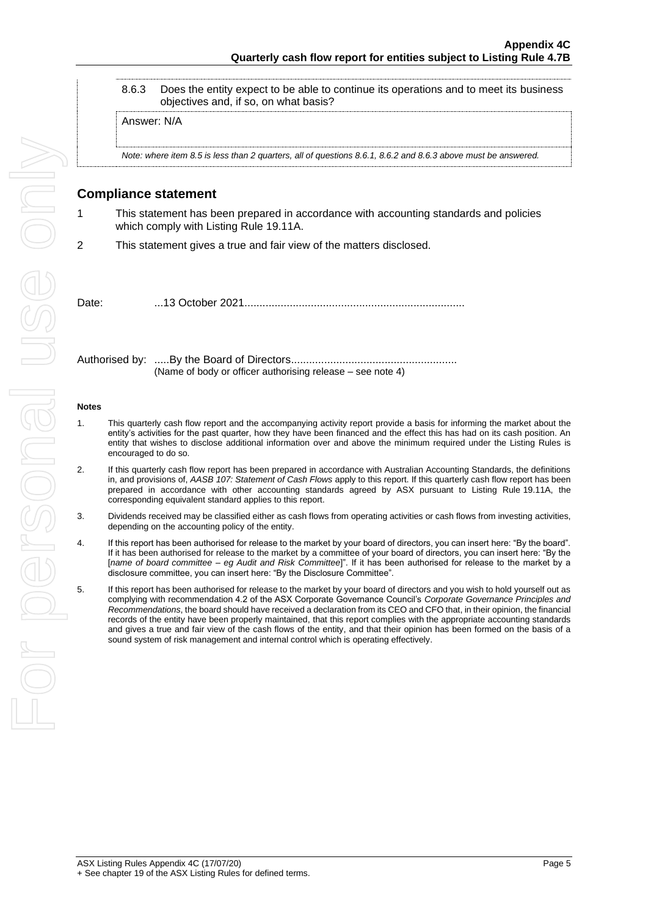8.6.3 Does the entity expect to be able to continue its operations and to meet its business objectives and, if so, on what basis?

Answer: N/A

*Note: where item 8.5 is less than 2 quarters, all of questions 8.6.1, 8.6.2 and 8.6.3 above must be answered.*

## Compliance statement

1. This statement has been prepared in accordance with accounting standards and policies which comply with Listing Rule 19.11A.
2. This statement gives a true and fair view of the matters disclosed.

Date: ...13 October 2021.........................................................................

Authorised by: .....By the Board of Directors......................................................
(Name of body or officer authorising release – see note 4)

**Notes**

1. This quarterly cash flow report and the accompanying activity report provide a basis for informing the market about the entity's activities for the past quarter, how they have been financed and the effect this has had on its cash position. An entity that wishes to disclose additional information over and above the minimum required under the Listing Rules is encouraged to do so.
2. If this quarterly cash flow report has been prepared in accordance with Australian Accounting Standards, the definitions in, and provisions of, *AASB 107: Statement of Cash Flows* apply to this report. If this quarterly cash flow report has been prepared in accordance with other accounting standards agreed by ASX pursuant to Listing Rule 19.11A, the corresponding equivalent standard applies to this report.
3. Dividends received may be classified either as cash flows from operating activities or cash flows from investing activities, depending on the accounting policy of the entity.
4. If this report has been authorised for release to the market by your board of directors, you can insert here: "By the board". If it has been authorised for release to the market by a committee of your board of directors, you can insert here: "By the [*name of board committee – eg Audit and Risk Committee*]". If it has been authorised for release to the market by a disclosure committee, you can insert here: "By the Disclosure Committee".
5. If this report has been authorised for release to the market by your board of directors and you wish to hold yourself out as complying with recommendation 4.2 of the ASX Corporate Governance Council's *Corporate Governance Principles and Recommendations*, the board should have received a declaration from its CEO and CFO that, in their opinion, the financial records of the entity have been properly maintained, that this report complies with the appropriate accounting standards and gives a true and fair view of the cash flows of the entity, and that their opinion has been formed on the basis of a sound system of risk management and internal control which is operating effectively.